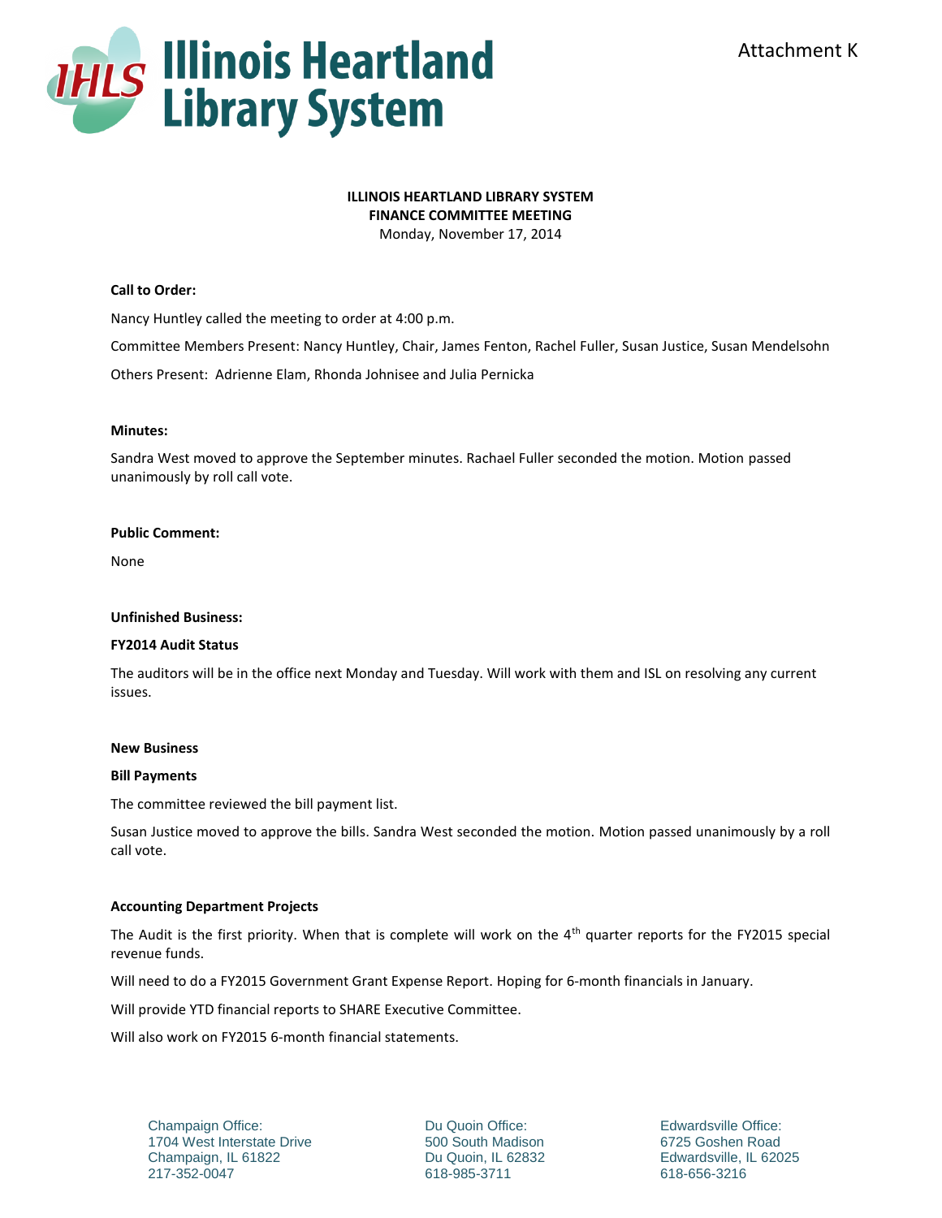Attachment K

**ILLINOIS HEARTLAND LIBRARY SYSTEM**
**FINANCE COMMITTEE MEETING**
Monday, November 17, 2014

**Call to Order:**

Nancy Huntley called the meeting to order at 4:00 p.m.

Committee Members Present: Nancy Huntley, Chair, James Fenton, Rachel Fuller, Susan Justice, Susan Mendelsohn

Others Present: Adrienne Elam, Rhonda Johnisee and Julia Pernicka

**Minutes:**

Sandra West moved to approve the September minutes. Rachael Fuller seconded the motion. Motion passed unanimously by roll call vote.

**Public Comment:**

None

**Unfinished Business:**

**FY2014 Audit Status**

The auditors will be in the office next Monday and Tuesday. Will work with them and ISL on resolving any current issues.

**New Business**

**Bill Payments**

The committee reviewed the bill payment list.

Susan Justice moved to approve the bills. Sandra West seconded the motion. Motion passed unanimously by a roll call vote.

**Accounting Department Projects**

The Audit is the first priority. When that is complete will work on the 4th quarter reports for the FY2015 special revenue funds.

Will need to do a FY2015 Government Grant Expense Report. Hoping for 6-month financials in January.

Will provide YTD financial reports to SHARE Executive Committee.

Will also work on FY2015 6-month financial statements.

Champaign Office:
1704 West Interstate Drive
Champaign, IL 61822
217-352-0047

Du Quoin Office:
500 South Madison
Du Quoin, IL 62832
618-985-3711

Edwardsville Office:
6725 Goshen Road
Edwardsville, IL 62025
618-656-3216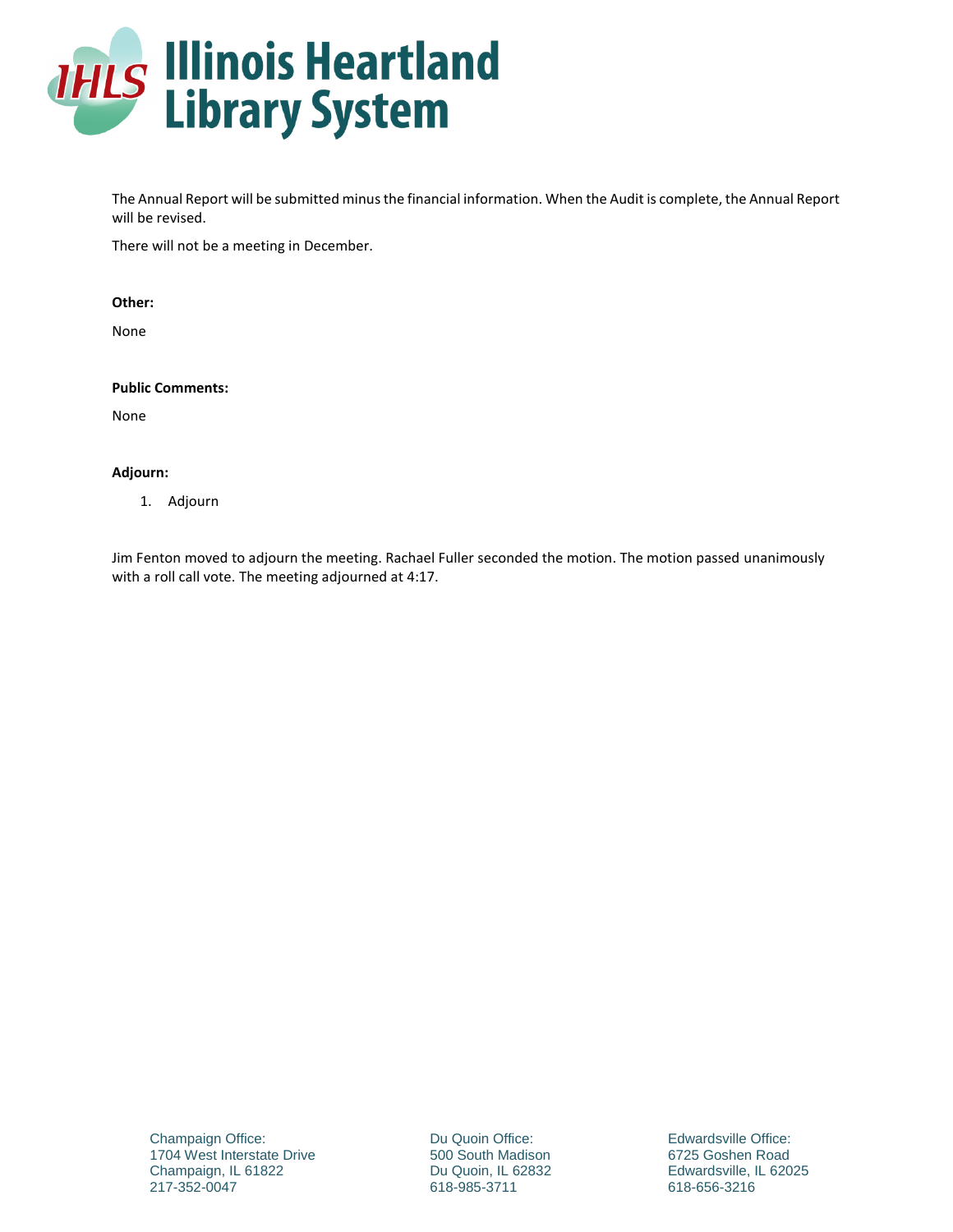The Annual Report will be submitted minus the financial information. When the Audit is complete, the Annual Report will be revised.

There will not be a meeting in December.

**Other:**

None

**Public Comments:**

None

**Adjourn:**

1. Adjourn

Jim Fenton moved to adjourn the meeting. Rachael Fuller seconded the motion. The motion passed unanimously with a roll call vote. The meeting adjourned at 4:17.